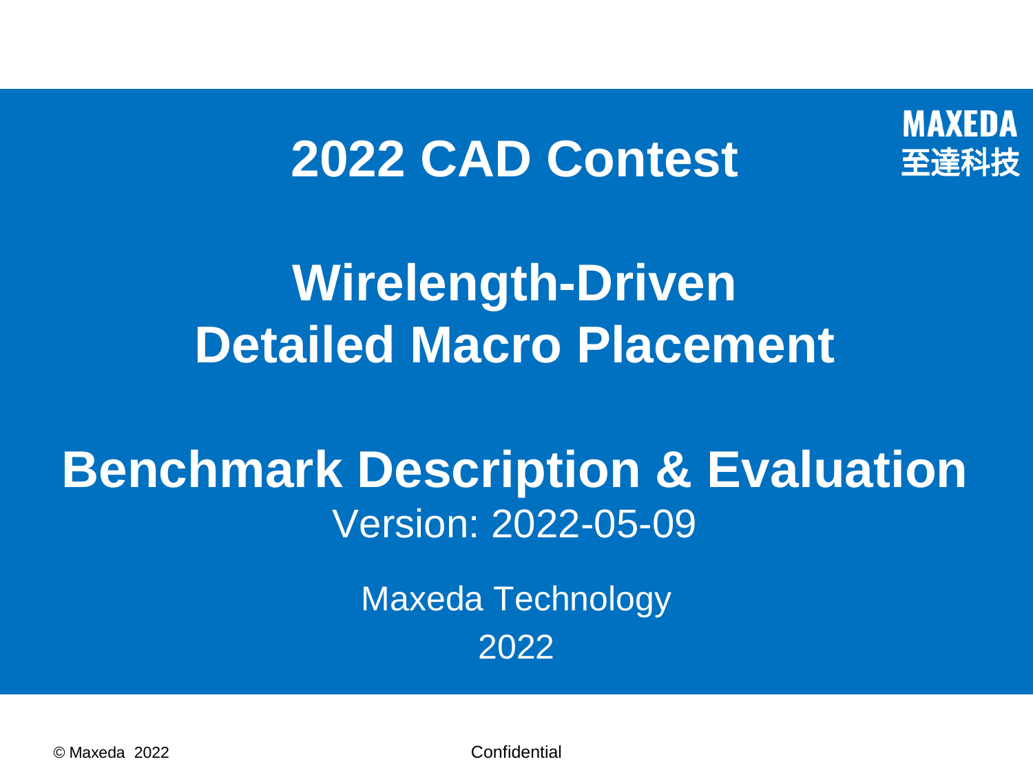MAXEDA
至達科技

# 2022 CAD Contest

# Wirelength-Driven Detailed Macro Placement

## Benchmark Description & Evaluation

Version: 2022-05-09

Maxeda Technology

2022

© Maxeda 2022

Confidential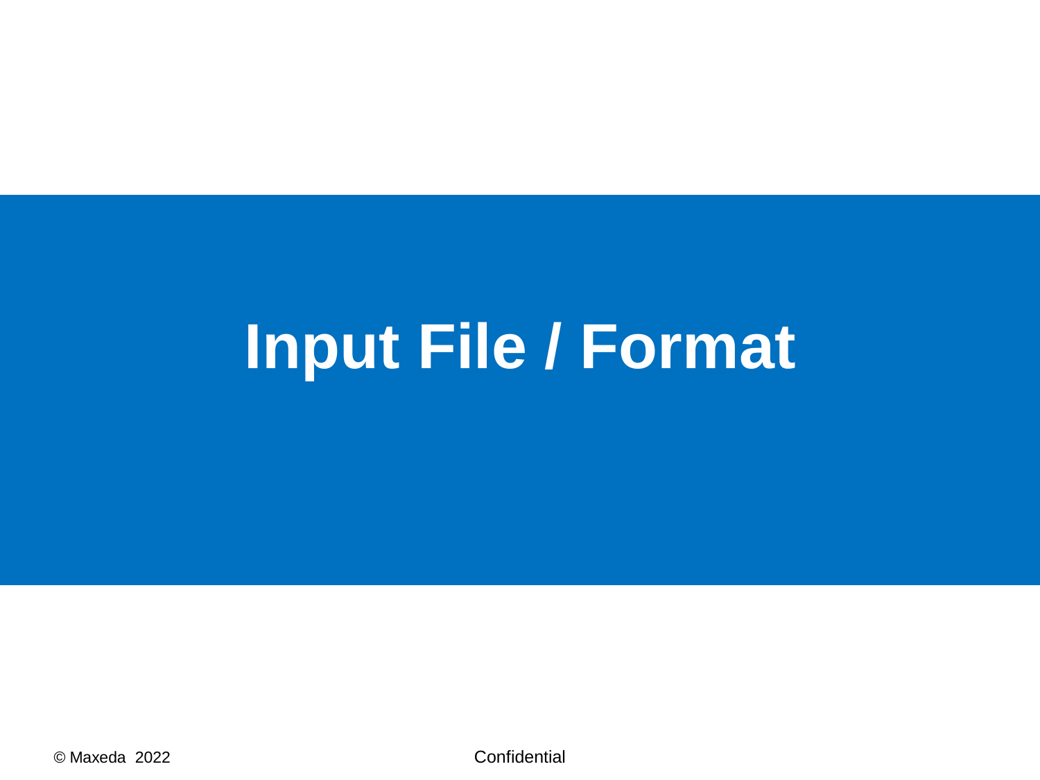# Input File / Format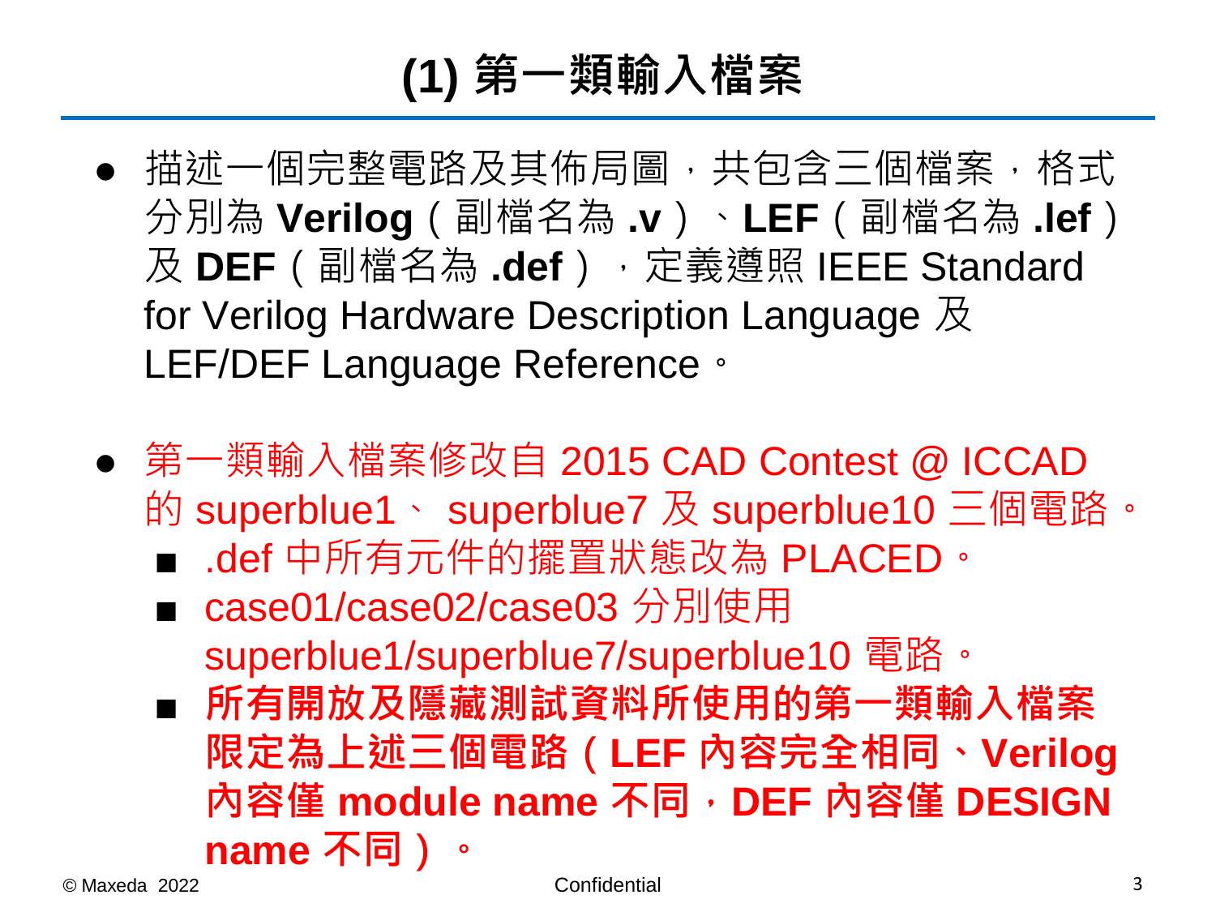# (1) 第一類輸入檔案

- 描述一個完整電路及其佈局圖，共包含三個檔案，格式分別為 **Verilog**（副檔名為 **.v**）、**LEF**（副檔名為 **.lef**）及 **DEF**（副檔名為 **.def**），定義遵照 IEEE Standard for Verilog Hardware Description Language 及 LEF/DEF Language Reference。

- 第一類輸入檔案修改自 2015 CAD Contest @ ICCAD 的 superblue1、 superblue7 及 superblue10 三個電路。
  - .def 中所有元件的擺置狀態改為 PLACED。
  - case01/case02/case03 分別使用 superblue1/superblue7/superblue10 電路。
  - **所有開放及隱藏測試資料所使用的第一類輸入檔案限定為上述三個電路（LEF 內容完全相同、Verilog 內容僅 module name 不同，DEF 內容僅 DESIGN name 不同）。**

© Maxeda 2022 Confidential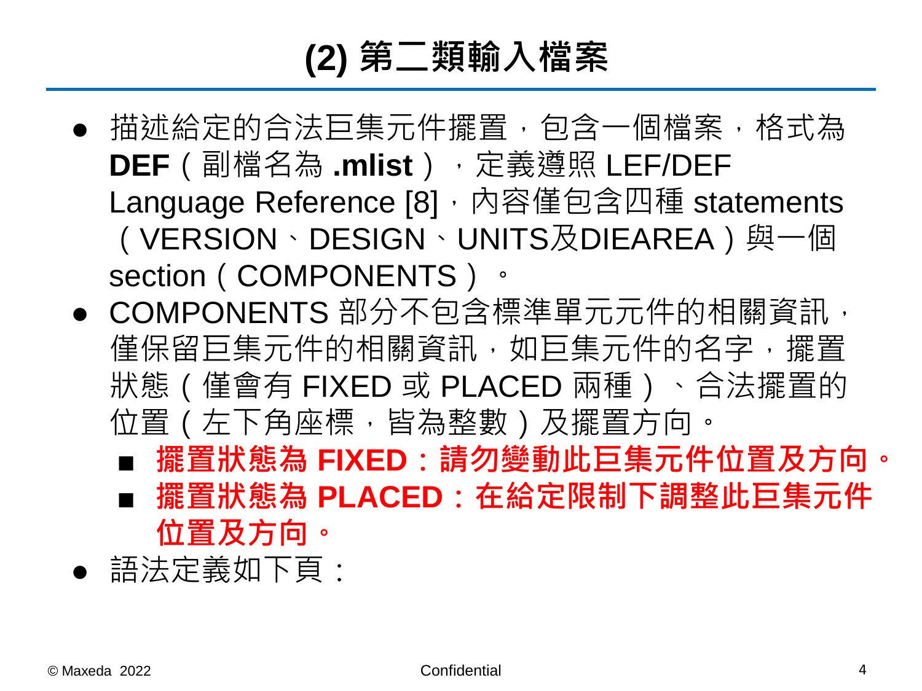# (2) 第二類輸入檔案

- 描述給定的合法巨集元件擺置，包含一個檔案，格式為 **DEF**（副檔名為 **.mlist**），定義遵照 LEF/DEF Language Reference [8]，內容僅包含四種 statements（VERSION、DESIGN、UNITS及DIEAREA）與一個 section（COMPONENTS）。
- COMPONENTS 部分不包含標準單元元件的相關資訊，僅保留巨集元件的相關資訊，如巨集元件的名字，擺置狀態（僅會有 FIXED 或 PLACED 兩種）、合法擺置的位置（左下角座標，皆為整數）及擺置方向。
  - **擺置狀態為 FIXED：請勿變動此巨集元件位置及方向。**
  - **擺置狀態為 PLACED：在給定限制下調整此巨集元件位置及方向。**
- 語法定義如下頁：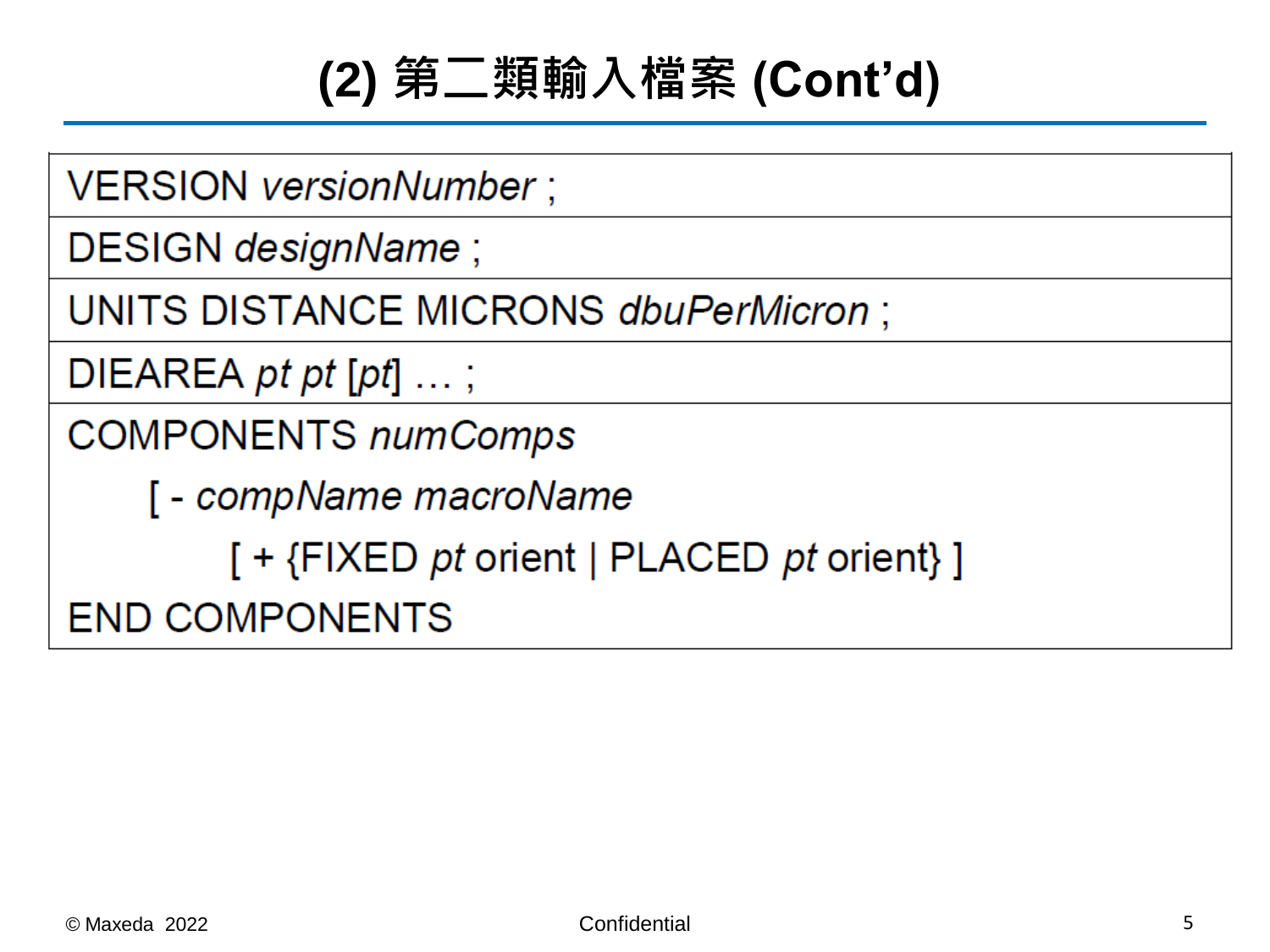# (2) 第二類輸入檔案 (Cont'd)

| VERSION *versionNumber* ; |
|---|
| DESIGN *designName* ; |
| UNITS DISTANCE MICRONS *dbuPerMicron* ; |
| DIEAREA *pt pt* [*pt*] … ; |
| COMPONENTS *numComps*<br>&nbsp;&nbsp;&nbsp;&nbsp;[ - *compName macroName*<br>&nbsp;&nbsp;&nbsp;&nbsp;&nbsp;&nbsp;&nbsp;&nbsp;[ + {FIXED *pt* orient \| PLACED *pt* orient} ]<br>END COMPONENTS |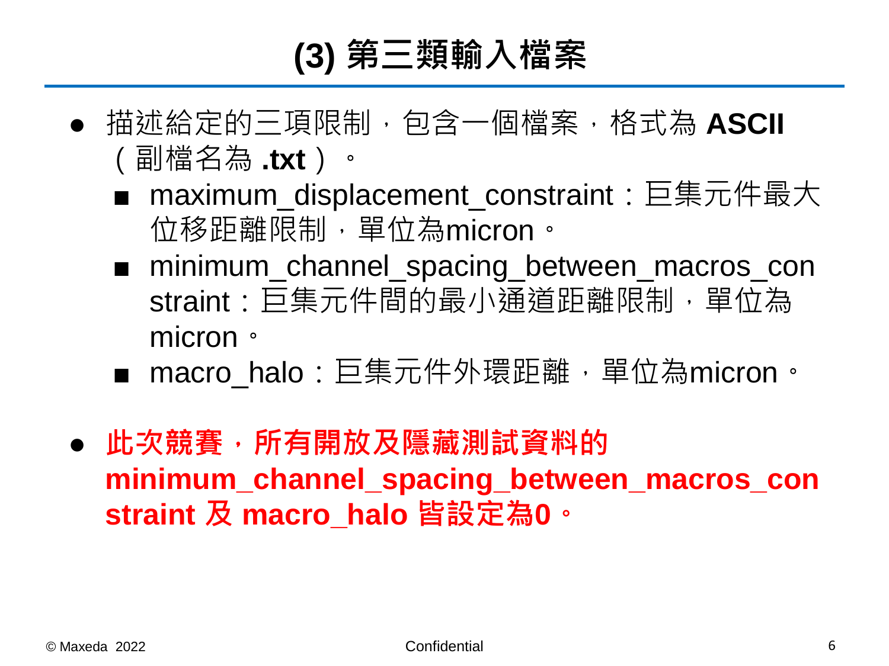# (3) 第三類輸入檔案

- 描述給定的三項限制，包含一個檔案，格式為 **ASCII**（副檔名為 **.txt**）。
  - maximum_displacement_constraint：巨集元件最大位移距離限制，單位為micron。
  - minimum_channel_spacing_between_macros_constraint：巨集元件間的最小通道距離限制，單位為micron。
  - macro_halo：巨集元件外環距離，單位為micron。

- **此次競賽，所有開放及隱藏測試資料的 minimum_channel_spacing_between_macros_constraint 及 macro_halo 皆設定為0。**

© Maxeda 2022 Confidential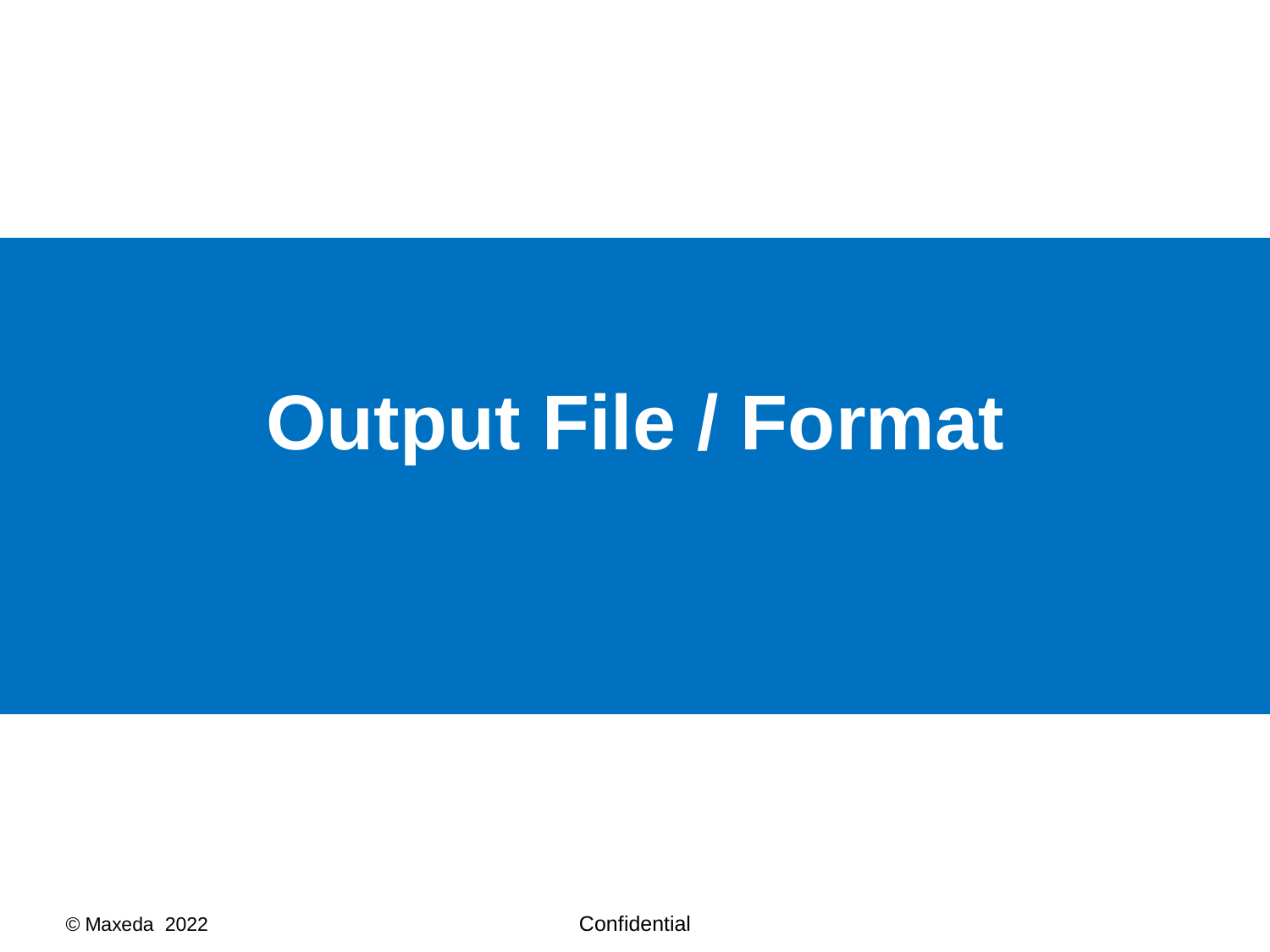# Output File / Format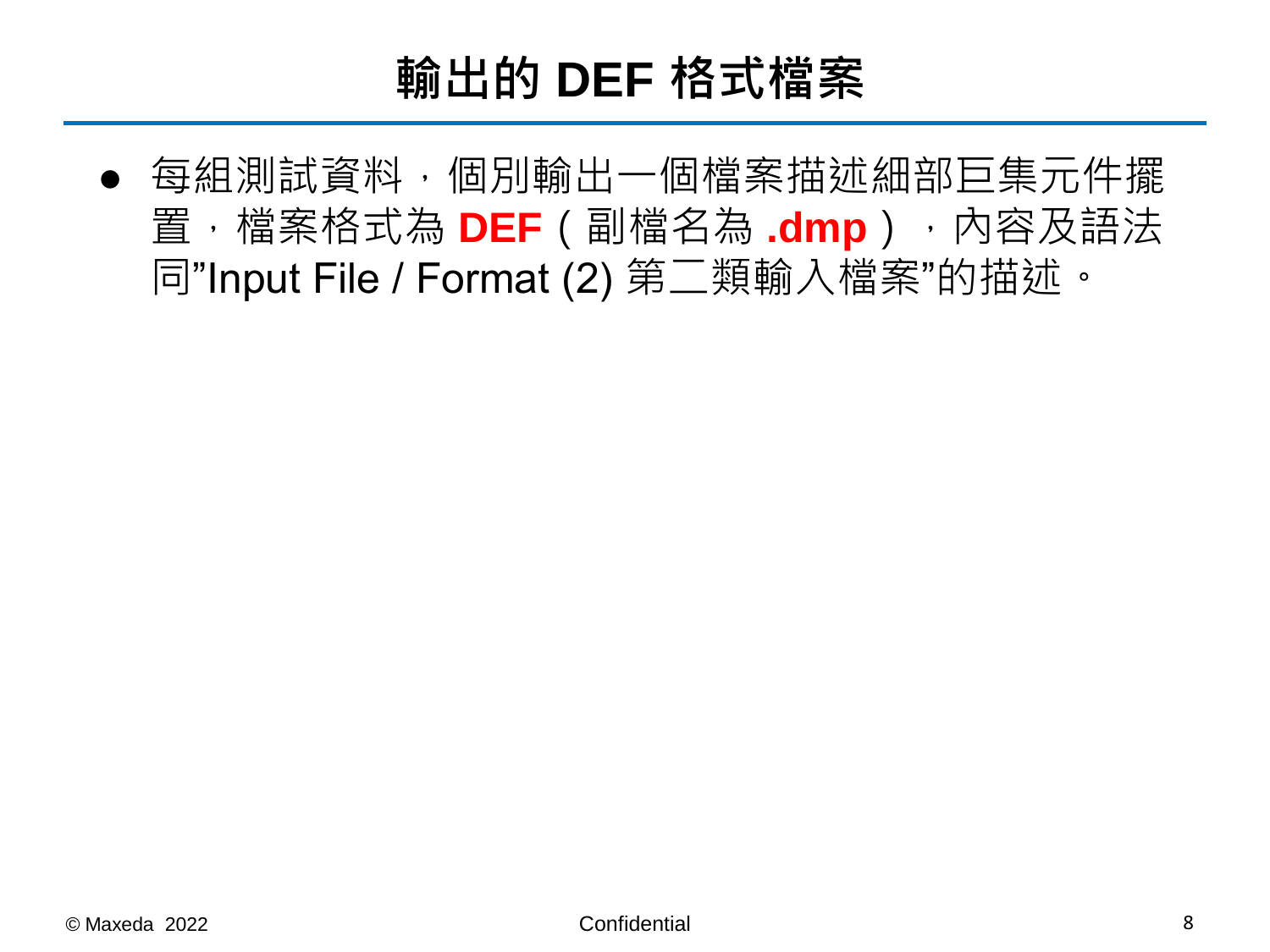# 輸出的 DEF 格式檔案

- 每組測試資料，個別輸出一個檔案描述細部巨集元件擺置，檔案格式為 **DEF** ( 副檔名為 **.dmp** ) ，內容及語法同"Input File / Format (2) 第二類輸入檔案"的描述。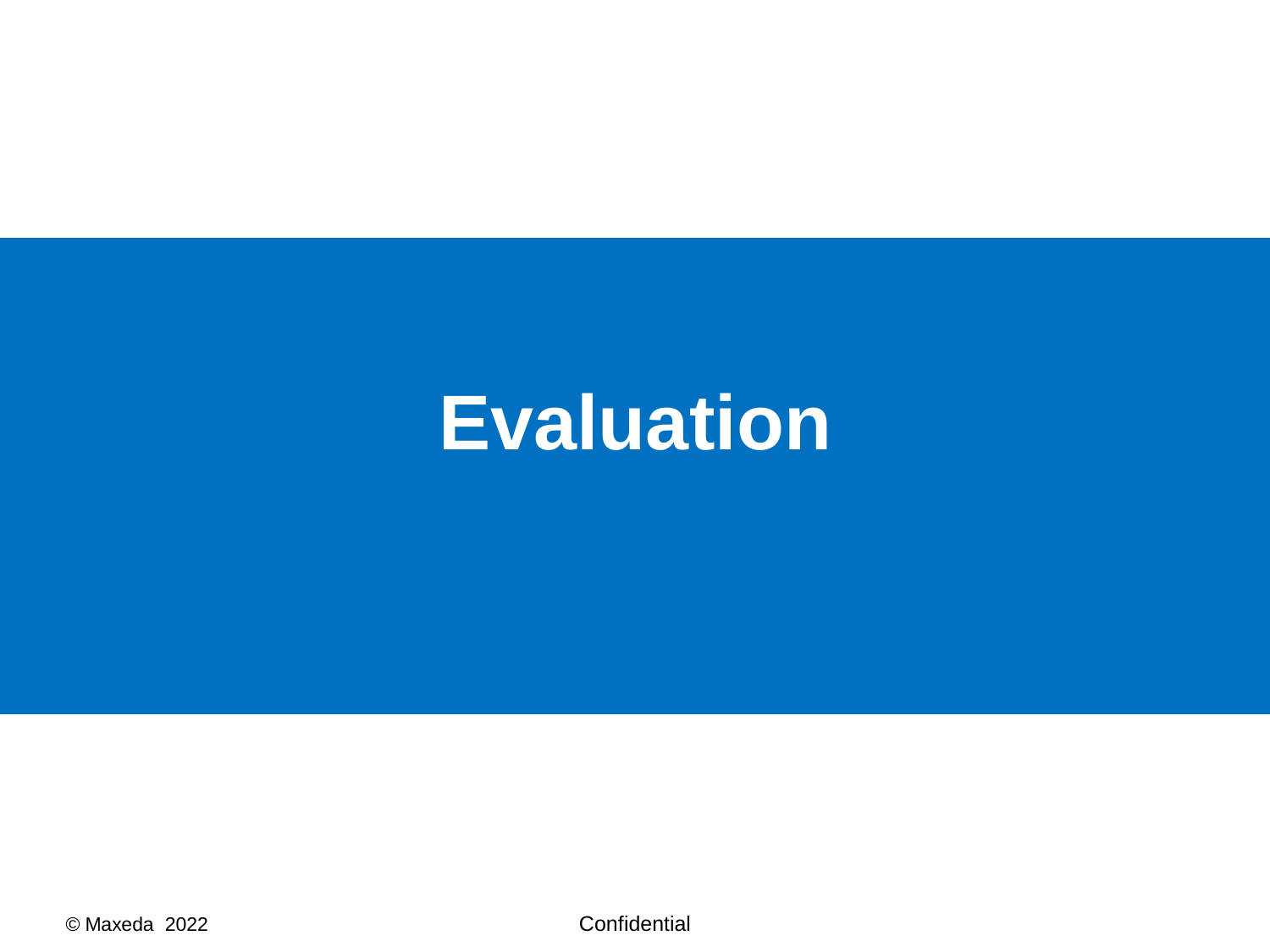# Evaluation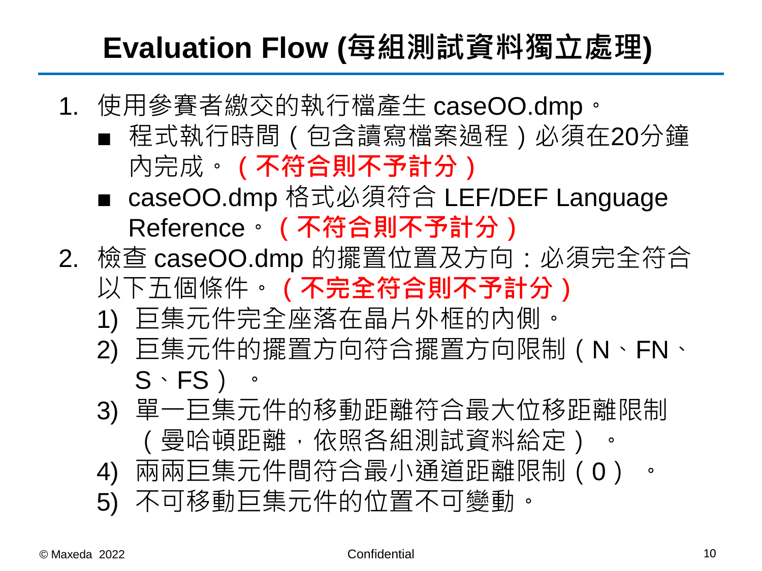# Evaluation Flow (每組測試資料獨立處理)

1. 使用參賽者繳交的執行檔產生 caseOO.dmp。
   - 程式執行時間（包含讀寫檔案過程）必須在20分鐘內完成。**（不符合則不予計分）**
   - caseOO.dmp 格式必須符合 LEF/DEF Language Reference。**（不符合則不予計分）**
2. 檢查 caseOO.dmp 的擺置位置及方向：必須完全符合以下五個條件。**（不完全符合則不予計分）**
   1) 巨集元件完全座落在晶片外框的內側。
   2) 巨集元件的擺置方向符合擺置方向限制（N、FN、S、FS）。
   3) 單一巨集元件的移動距離符合最大位移距離限制（曼哈頓距離，依照各組測試資料給定）。
   4) 兩兩巨集元件間符合最小通道距離限制（0）。
   5) 不可移動巨集元件的位置不可變動。

© Maxeda 2022 Confidential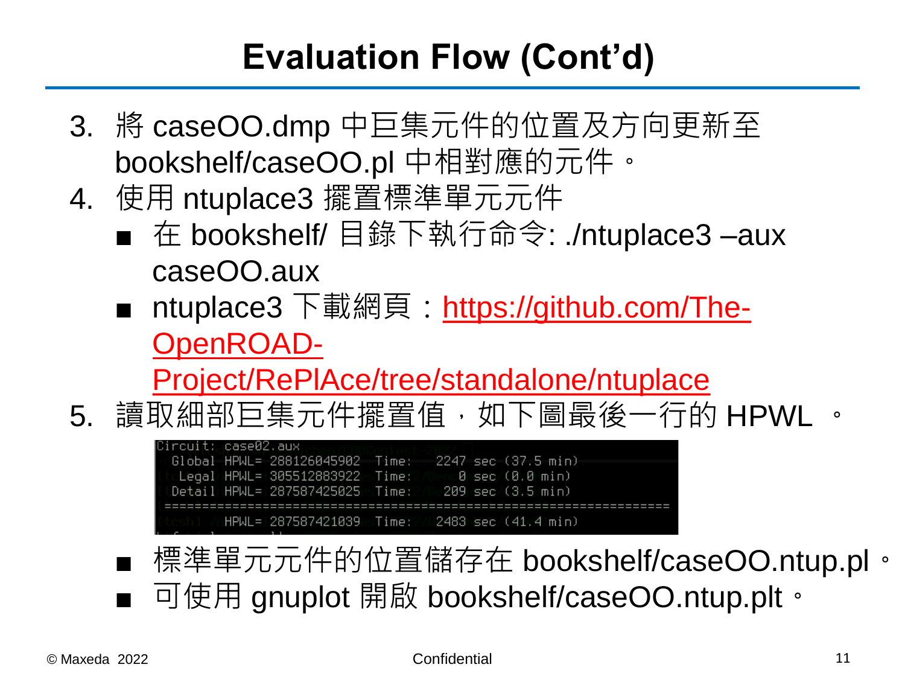# Evaluation Flow (Cont'd)

3. 將 caseOO.dmp 中巨集元件的位置及方向更新至 bookshelf/caseOO.pl 中相對應的元件。
4. 使用 ntuplace3 擺置標準單元元件
   - 在 bookshelf/ 目錄下執行命令: ./ntuplace3 –aux caseOO.aux
   - ntuplace3 下載網頁：https://github.com/The-OpenROAD-Project/RePlAce/tree/standalone/ntuplace
5. 讀取細部巨集元件擺置值，如下圖最後一行的 HPWL 。

```
Circuit: case02.aux
  Global HPWL= 288126045902  Time:   2247 sec (37.5 min)
   Legal HPWL= 305512883922  Time:      0 sec (0.0 min)
  Detail HPWL= 287587425025  Time:    209 sec (3.5 min)
========================================================================
         HPWL= 287587421039  Time:   2483 sec (41.4 min)
```

   - 標準單元元件的位置儲存在 bookshelf/caseOO.ntup.pl。
   - 可使用 gnuplot 開啟 bookshelf/caseOO.ntup.plt。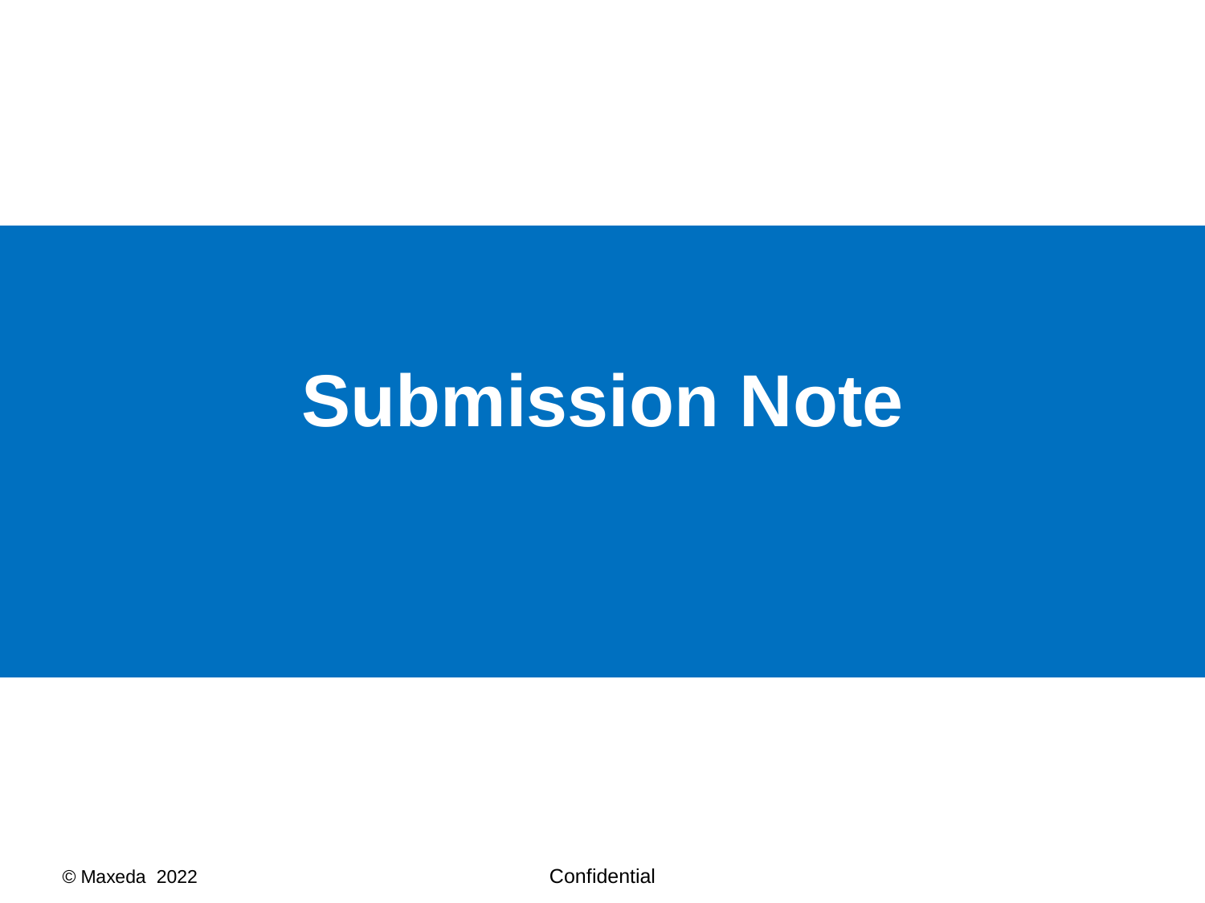# Submission Note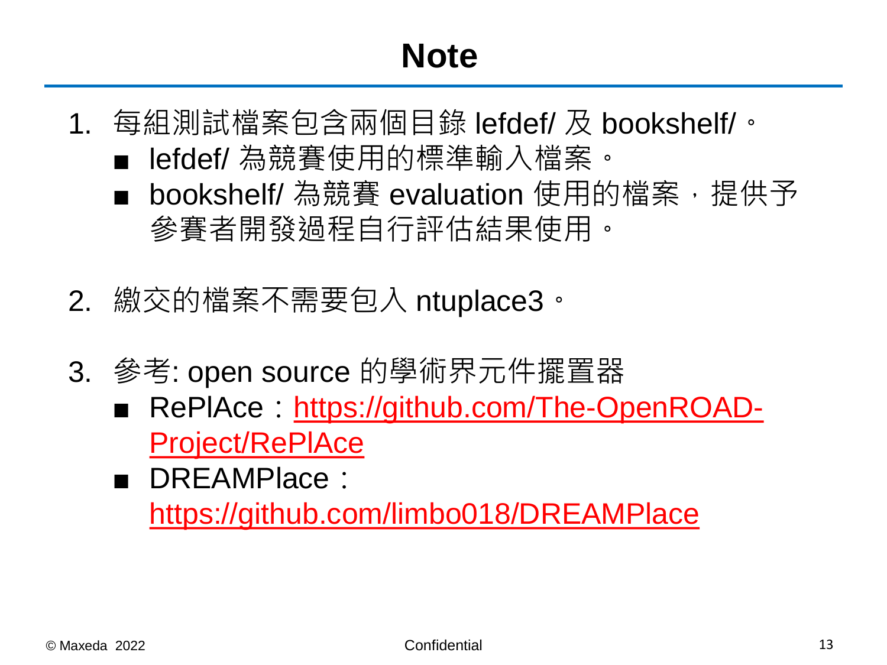# Note

1. 每組測試檔案包含兩個目錄 lefdef/ 及 bookshelf/。
   - lefdef/ 為競賽使用的標準輸入檔案。
   - bookshelf/ 為競賽 evaluation 使用的檔案，提供予參賽者開發過程自行評估結果使用。

2. 繳交的檔案不需要包入 ntuplace3。

3. 參考: open source 的學術界元件擺置器
   - RePlAce：[https://github.com/The-OpenROAD-Project/RePlAce](https://github.com/The-OpenROAD-Project/RePlAce)
   - DREAMPlace：[https://github.com/limbo018/DREAMPlace](https://github.com/limbo018/DREAMPlace)

© Maxeda 2022 Confidential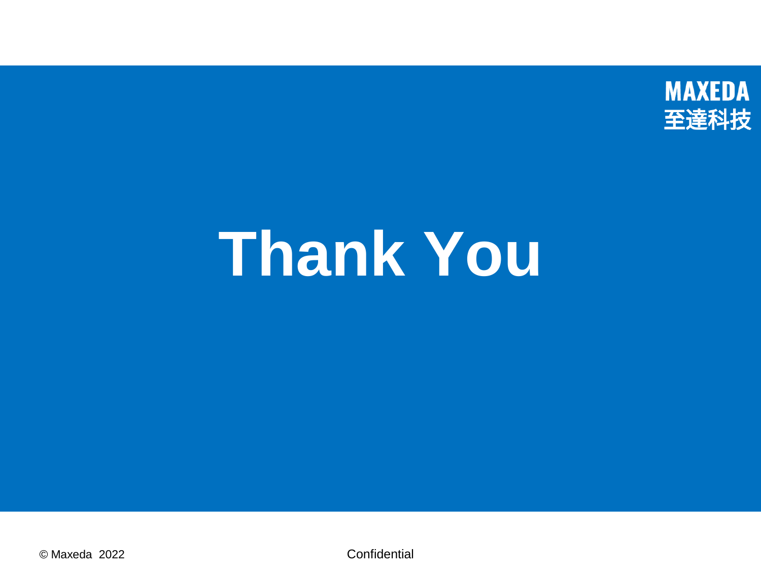MAXEDA
至達科技

# Thank You

© Maxeda 2022

Confidential